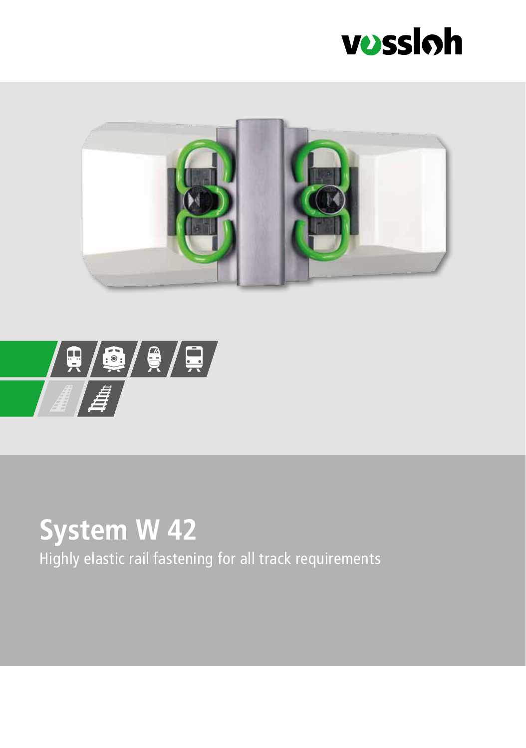vossloh

# System W 42

Highly elastic rail fastening for all track requirements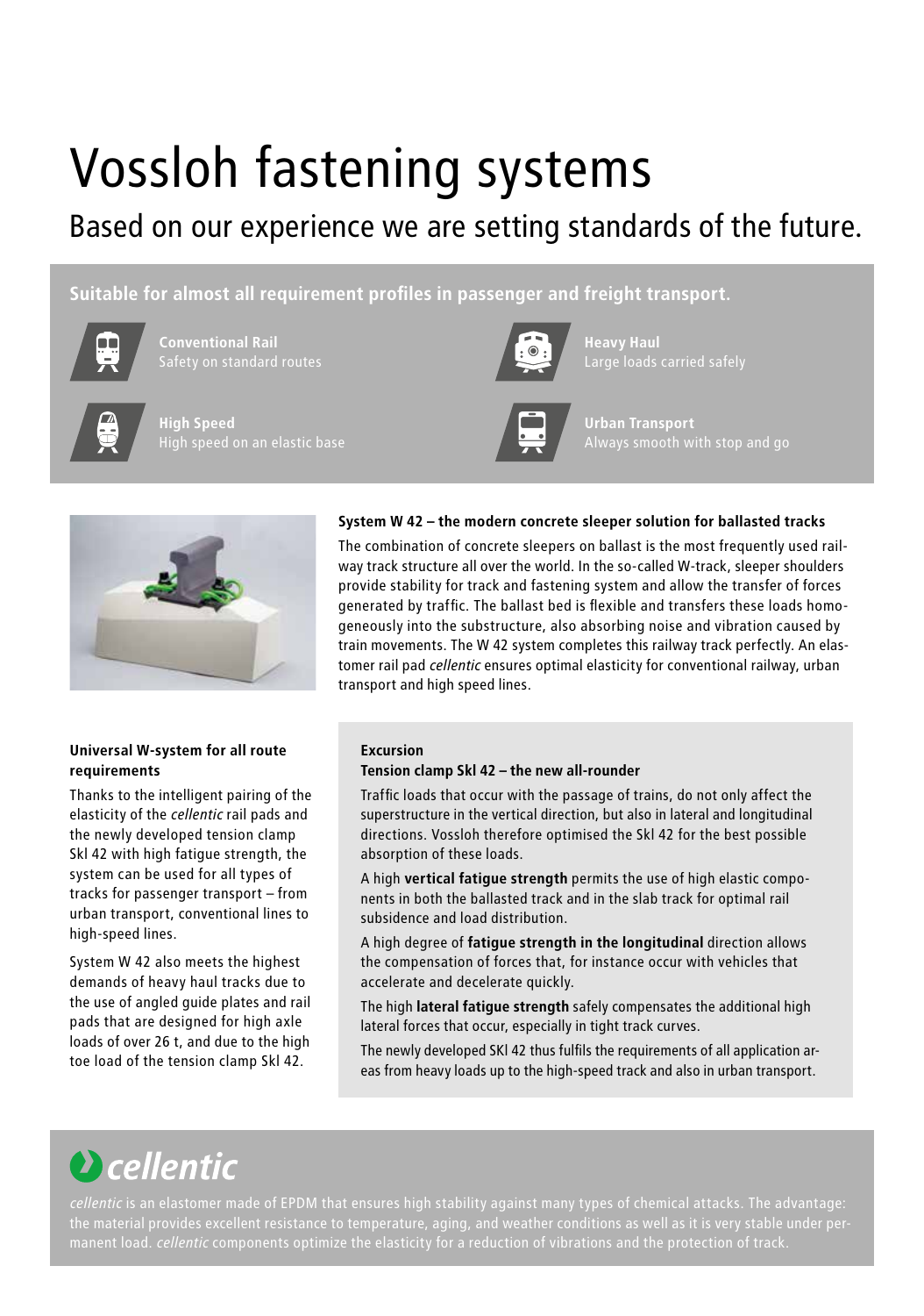# Vossloh fastening systems

## Based on our experience we are setting standards of the future.

**Suitable for almost all requirement profiles in passenger and freight transport.**

**Conventional Rail**
Safety on standard routes

**Heavy Haul**
Large loads carried safely

**High Speed**
High speed on an elastic base

**Urban Transport**
Always smooth with stop and go

**System W 42 – the modern concrete sleeper solution for ballasted tracks**

The combination of concrete sleepers on ballast is the most frequently used railway track structure all over the world. In the so-called W-track, sleeper shoulders provide stability for track and fastening system and allow the transfer of forces generated by traffic. The ballast bed is flexible and transfers these loads homogeneously into the substructure, also absorbing noise and vibration caused by train movements. The W 42 system completes this railway track perfectly. An elastomer rail pad *cellentic* ensures optimal elasticity for conventional railway, urban transport and high speed lines.

**Universal W-system for all route requirements**

Thanks to the intelligent pairing of the elasticity of the *cellentic* rail pads and the newly developed tension clamp Skl 42 with high fatigue strength, the system can be used for all types of tracks for passenger transport – from urban transport, conventional lines to high-speed lines.

System W 42 also meets the highest demands of heavy haul tracks due to the use of angled guide plates and rail pads that are designed for high axle loads of over 26 t, and due to the high toe load of the tension clamp Skl 42.

**Excursion**
**Tension clamp Skl 42 – the new all-rounder**

Traffic loads that occur with the passage of trains, do not only affect the superstructure in the vertical direction, but also in lateral and longitudinal directions. Vossloh therefore optimised the Skl 42 for the best possible absorption of these loads.

A high **vertical fatigue strength** permits the use of high elastic components in both the ballasted track and in the slab track for optimal rail subsidence and load distribution.

A high degree of **fatigue strength in the longitudinal** direction allows the compensation of forces that, for instance occur with vehicles that accelerate and decelerate quickly.

The high **lateral fatigue strength** safely compensates the additional high lateral forces that occur, especially in tight track curves.

The newly developed SKl 42 thus fulfils the requirements of all application areas from heavy loads up to the high-speed track and also in urban transport.

## *cellentic*

*cellentic* is an elastomer made of EPDM that ensures high stability against many types of chemical attacks. The advantage: the material provides excellent resistance to temperature, aging, and weather conditions as well as it is very stable under permanent load. *cellentic* components optimize the elasticity for a reduction of vibrations and the protection of track.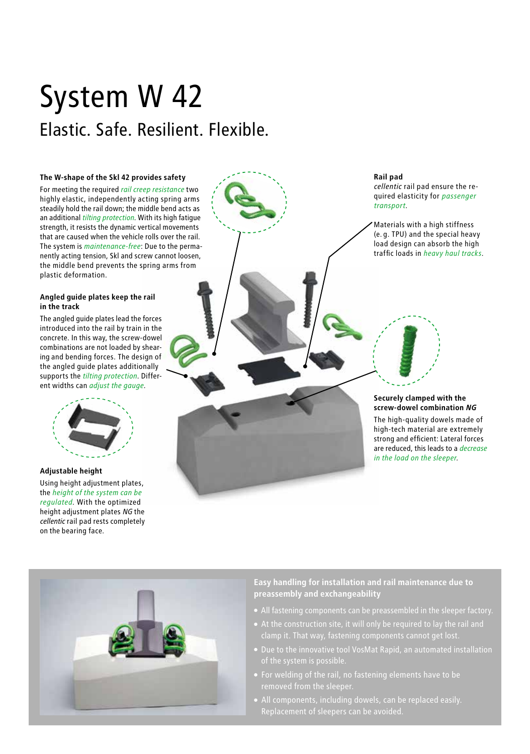# System W 42

## Elastic. Safe. Resilient. Flexible.

### The W-shape of the Skl 42 provides safety

For meeting the required *rail creep resistance* two highly elastic, independently acting spring arms steadily hold the rail down; the middle bend acts as an additional *tilting protection*. With its high fatigue strength, it resists the dynamic vertical movements that are caused when the vehicle rolls over the rail. The system is *maintenance-free*: Due to the permanently acting tension, Skl and screw cannot loosen, the middle bend prevents the spring arms from plastic deformation.

### Angled guide plates keep the rail in the track

The angled guide plates lead the forces introduced into the rail by train in the concrete. In this way, the screw-dowel combinations are not loaded by shearing and bending forces. The design of the angled guide plates additionally supports the *tilting protection*. Different widths can *adjust the gauge*.

### Adjustable height

Using height adjustment plates, the *height of the system can be regulated*. With the optimized height adjustment plates *NG* the *cellentic* rail pad rests completely on the bearing face.

### Rail pad

*cellentic* rail pad ensure the required elasticity for *passenger transport*.

Materials with a high stiffness (e. g. TPU) and the special heavy load design can absorb the high traffic loads in *heavy haul tracks*.

### Securely clamped with the screw-dowel combination *NG*

The high-quality dowels made of high-tech material are extremely strong and efficient: Lateral forces are reduced, this leads to a *decrease in the load on the sleeper*.

### Easy handling for installation and rail maintenance due to preassembly and exchangeability

- All fastening components can be preassembled in the sleeper factory.
- At the construction site, it will only be required to lay the rail and clamp it. That way, fastening components cannot get lost.
- Due to the innovative tool VosMat Rapid, an automated installation of the system is possible.
- For welding of the rail, no fastening elements have to be removed from the sleeper.
- All components, including dowels, can be replaced easily. Replacement of sleepers can be avoided.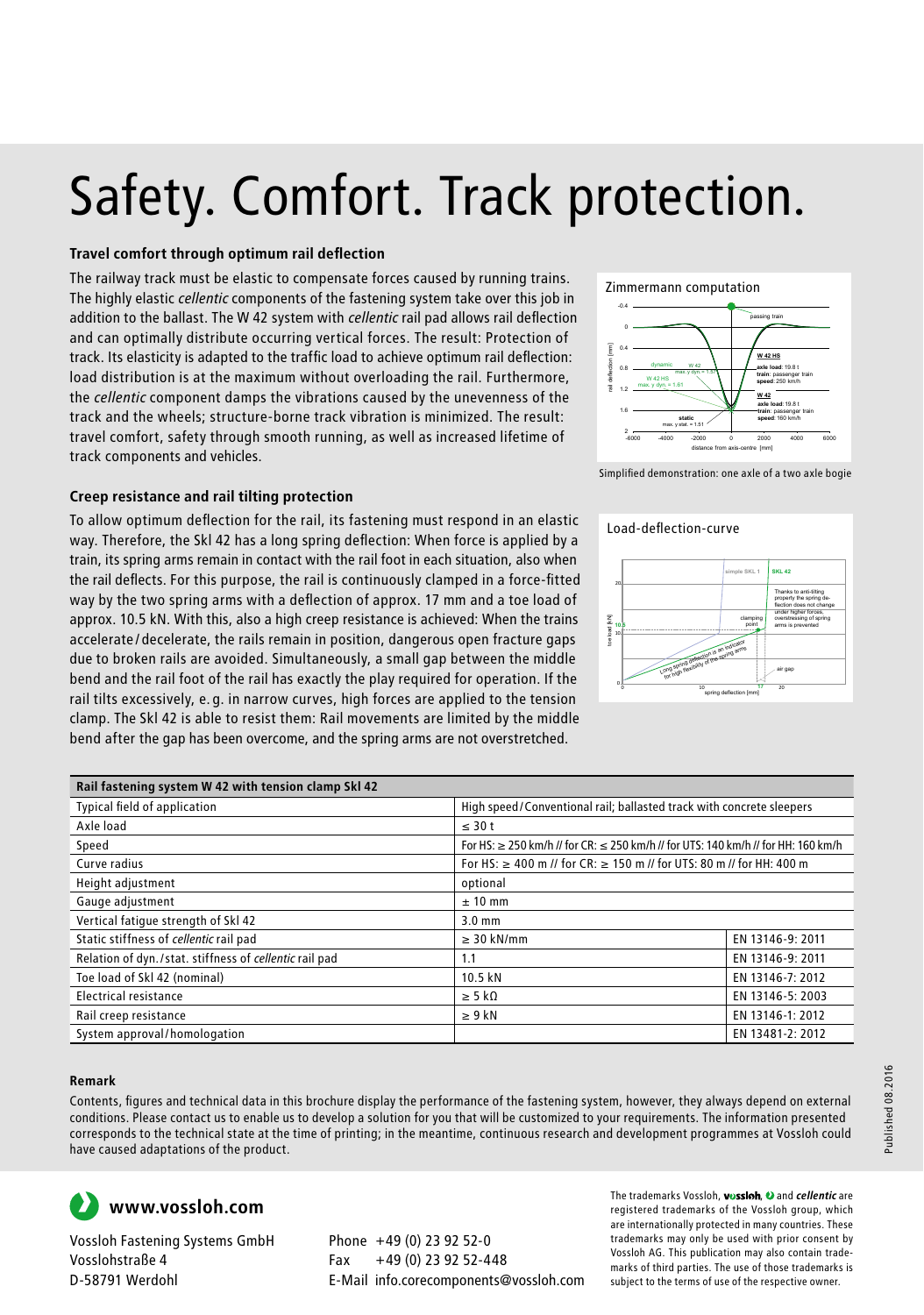# Safety. Comfort. Track protection.

## Travel comfort through optimum rail deflection

The railway track must be elastic to compensate forces caused by running trains. The highly elastic *cellentic* components of the fastening system take over this job in addition to the ballast. The W 42 system with *cellentic* rail pad allows rail deflection and can optimally distribute occurring vertical forces. The result: Protection of track. Its elasticity is adapted to the traffic load to achieve optimum rail deflection: load distribution is at the maximum without overloading the rail. Furthermore, the *cellentic* component damps the vibrations caused by the unevenness of the track and the wheels; structure-borne track vibration is minimized. The result: travel comfort, safety through smooth running, as well as increased lifetime of track components and vehicles.

Zimmermann computation

-0.4
0
0.4
0.8
1.2
1.6
2
rail deflection [mm]
passing train
dynamic
W 42
max. y dyn. = 1.37
W 42 HS
max. y dyn. = 1.61
static
max. y stat. = 1.51
W 42 HS
axle load: 19.8 t
train: passenger train
speed: 250 km/h
W 42
axle load: 19.8 t
train: passenger train
speed: 160 km/h
-6000
-4000
-2000
0
2000
4000
6000
distance from axis-centre [mm]

Simplified demonstration: one axle of a two axle bogie

## Creep resistance and rail tilting protection

To allow optimum deflection for the rail, its fastening must respond in an elastic way. Therefore, the Skl 42 has a long spring deflection: When force is applied by a train, its spring arms remain in contact with the rail foot in each situation, also when the rail deflects. For this purpose, the rail is continuously clamped in a force-fitted way by the two spring arms with a deflection of approx. 17 mm and a toe load of approx. 10.5 kN. With this, also a high creep resistance is achieved: When the trains accelerate / decelerate, the rails remain in position, dangerous open fracture gaps due to broken rails are avoided. Simultaneously, a small gap between the middle bend and the rail foot of the rail has exactly the play required for operation. If the rail tilts excessively, e. g. in narrow curves, high forces are applied to the tension clamp. The Skl 42 is able to resist them: Rail movements are limited by the middle bend after the gap has been overcome, and the spring arms are not overstretched.

Load-deflection-curve

simple SKL 1
SKL 42
20
10.5
10
0
toe load [kN]
Thanks to anti-tilting property the spring deflection does not change under higher forces, overstressing of spring arms is prevented
clamping point
Long spring deflection is an indicator for high flexibility of the spring arms
air gap
0
10
17
20
spring deflection [mm]

| Rail fastening system W 42 with tension clamp Skl 42 | | |
|---|---|---|
| Typical field of application | High speed / Conventional rail; ballasted track with concrete sleepers | |
| Axle load | ≤ 30 t | |
| Speed | For HS: ≥ 250 km/h // for CR: ≤ 250 km/h // for UTS: 140 km/h // for HH: 160 km/h | |
| Curve radius | For HS: ≥ 400 m // for CR: ≥ 150 m // for UTS: 80 m // for HH: 400 m | |
| Height adjustment | optional | |
| Gauge adjustment | ± 10 mm | |
| Vertical fatigue strength of Skl 42 | 3.0 mm | |
| Static stiffness of *cellentic* rail pad | ≥ 30 kN/mm | EN 13146-9: 2011 |
| Relation of dyn. / stat. stiffness of *cellentic* rail pad | 1.1 | EN 13146-9: 2011 |
| Toe load of Skl 42 (nominal) | 10.5 kN | EN 13146-7: 2012 |
| Electrical resistance | ≥ 5 kΩ | EN 13146-5: 2003 |
| Rail creep resistance | ≥ 9 kN | EN 13146-1: 2012 |
| System approval / homologation | | EN 13481-2: 2012 |

### Remark

Contents, figures and technical data in this brochure display the performance of the fastening system, however, they always depend on external conditions. Please contact us to enable us to develop a solution for you that will be customized to your requirements. The information presented corresponds to the technical state at the time of printing; in the meantime, continuous research and development programmes at Vossloh could have caused adaptations of the product.

Published 08.2016

**www.vossloh.com**

Vossloh Fastening Systems GmbH
Vosslohstraße 4
D-58791 Werdohl

Phone +49 (0) 23 92 52-0
Fax +49 (0) 23 92 52-448
E-Mail info.corecomponents@vossloh.com

The trademarks Vossloh, **vossloh**, and *cellentic* are registered trademarks of the Vossloh group, which are internationally protected in many countries. These trademarks may only be used with prior consent by Vossloh AG. This publication may also contain trademarks of third parties. The use of those trademarks is subject to the terms of use of the respective owner.